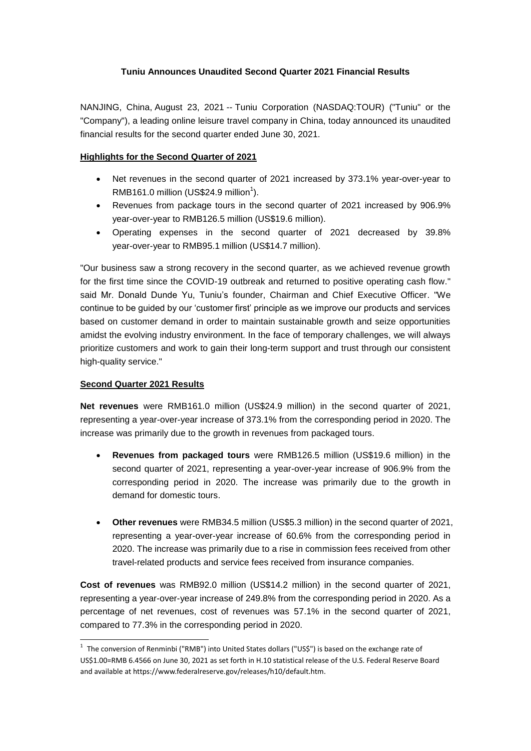**Tuniu Announces Unaudited Second Quarter 2021 Financial Results**

NANJING, China, August 23, 2021 -- Tuniu Corporation (NASDAQ:TOUR) ("Tuniu" or the "Company"), a leading online leisure travel company in China, today announced its unaudited financial results for the second quarter ended June 30, 2021.

**Highlights for the Second Quarter of 2021**

- Net revenues in the second quarter of 2021 increased by 373.1% year-over-year to RMB161.0 million (US$24.9 million[1]).
- Revenues from package tours in the second quarter of 2021 increased by 906.9% year-over-year to RMB126.5 million (US$19.6 million).
- Operating expenses in the second quarter of 2021 decreased by 39.8% year-over-year to RMB95.1 million (US$14.7 million).

"Our business saw a strong recovery in the second quarter, as we achieved revenue growth for the first time since the COVID-19 outbreak and returned to positive operating cash flow." said Mr. Donald Dunde Yu, Tuniu's founder, Chairman and Chief Executive Officer. "We continue to be guided by our 'customer first' principle as we improve our products and services based on customer demand in order to maintain sustainable growth and seize opportunities amidst the evolving industry environment. In the face of temporary challenges, we will always prioritize customers and work to gain their long-term support and trust through our consistent high-quality service."

**Second Quarter 2021 Results**

**Net revenues** were RMB161.0 million (US$24.9 million) in the second quarter of 2021, representing a year-over-year increase of 373.1% from the corresponding period in 2020. The increase was primarily due to the growth in revenues from packaged tours.

- **Revenues from packaged tours** were RMB126.5 million (US$19.6 million) in the second quarter of 2021, representing a year-over-year increase of 906.9% from the corresponding period in 2020. The increase was primarily due to the growth in demand for domestic tours.
- **Other revenues** were RMB34.5 million (US$5.3 million) in the second quarter of 2021, representing a year-over-year increase of 60.6% from the corresponding period in 2020. The increase was primarily due to a rise in commission fees received from other travel-related products and service fees received from insurance companies.

**Cost of revenues** was RMB92.0 million (US$14.2 million) in the second quarter of 2021, representing a year-over-year increase of 249.8% from the corresponding period in 2020. As a percentage of net revenues, cost of revenues was 57.1% in the second quarter of 2021, compared to 77.3% in the corresponding period in 2020.

[1] The conversion of Renminbi ("RMB") into United States dollars ("US$") is based on the exchange rate of US$1.00=RMB 6.4566 on June 30, 2021 as set forth in H.10 statistical release of the U.S. Federal Reserve Board and available at https://www.federalreserve.gov/releases/h10/default.htm.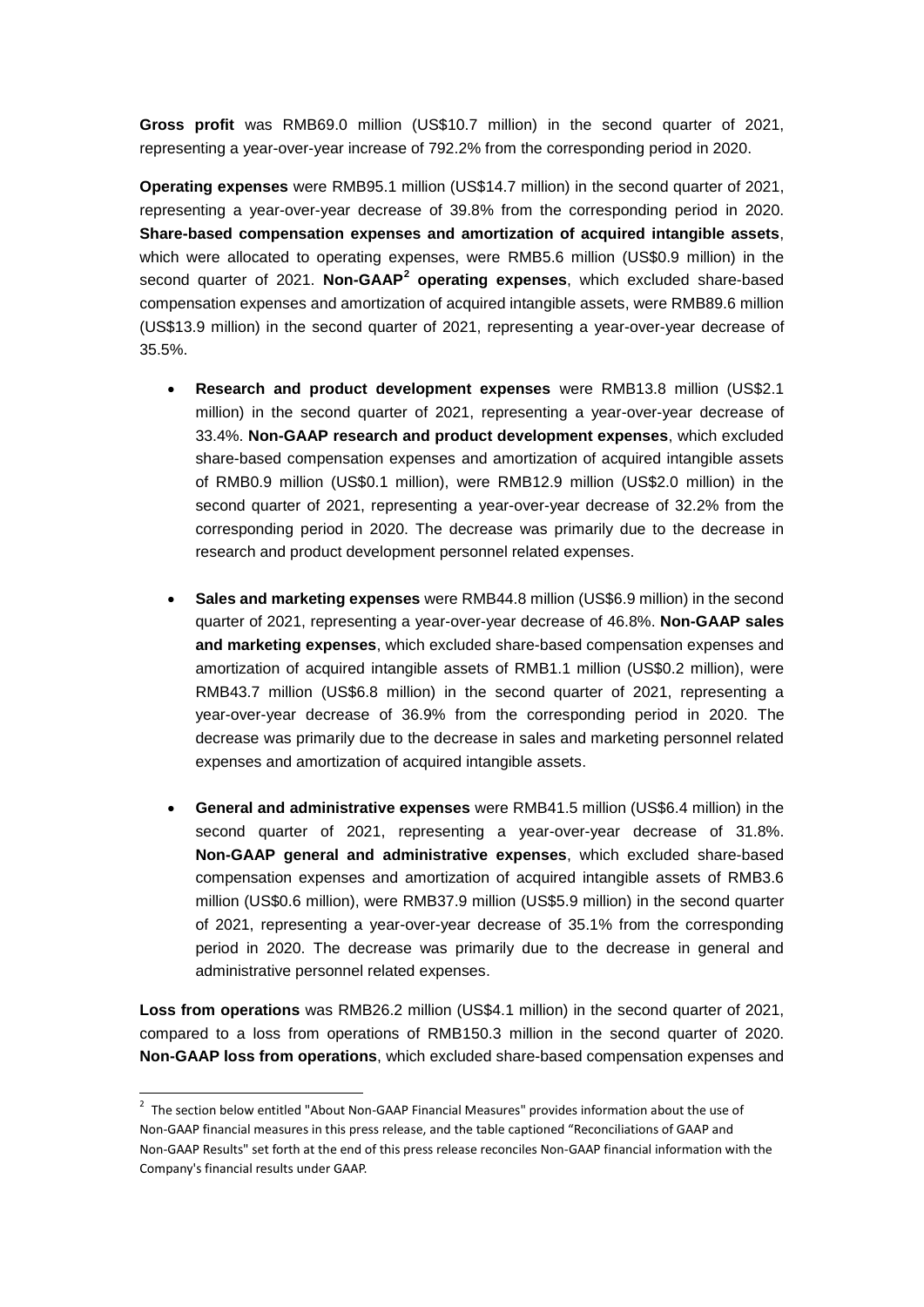**Gross profit** was RMB69.0 million (US$10.7 million) in the second quarter of 2021, representing a year-over-year increase of 792.2% from the corresponding period in 2020.

**Operating expenses** were RMB95.1 million (US$14.7 million) in the second quarter of 2021, representing a year-over-year decrease of 39.8% from the corresponding period in 2020. **Share-based compensation expenses and amortization of acquired intangible assets**, which were allocated to operating expenses, were RMB5.6 million (US$0.9 million) in the second quarter of 2021. **Non-GAAP[2] operating expenses**, which excluded share-based compensation expenses and amortization of acquired intangible assets, were RMB89.6 million (US$13.9 million) in the second quarter of 2021, representing a year-over-year decrease of 35.5%.

- **Research and product development expenses** were RMB13.8 million (US$2.1 million) in the second quarter of 2021, representing a year-over-year decrease of 33.4%. **Non-GAAP research and product development expenses**, which excluded share-based compensation expenses and amortization of acquired intangible assets of RMB0.9 million (US$0.1 million), were RMB12.9 million (US$2.0 million) in the second quarter of 2021, representing a year-over-year decrease of 32.2% from the corresponding period in 2020. The decrease was primarily due to the decrease in research and product development personnel related expenses.

- **Sales and marketing expenses** were RMB44.8 million (US$6.9 million) in the second quarter of 2021, representing a year-over-year decrease of 46.8%. **Non-GAAP sales and marketing expenses**, which excluded share-based compensation expenses and amortization of acquired intangible assets of RMB1.1 million (US$0.2 million), were RMB43.7 million (US$6.8 million) in the second quarter of 2021, representing a year-over-year decrease of 36.9% from the corresponding period in 2020. The decrease was primarily due to the decrease in sales and marketing personnel related expenses and amortization of acquired intangible assets.

- **General and administrative expenses** were RMB41.5 million (US$6.4 million) in the second quarter of 2021, representing a year-over-year decrease of 31.8%. **Non-GAAP general and administrative expenses**, which excluded share-based compensation expenses and amortization of acquired intangible assets of RMB3.6 million (US$0.6 million), were RMB37.9 million (US$5.9 million) in the second quarter of 2021, representing a year-over-year decrease of 35.1% from the corresponding period in 2020. The decrease was primarily due to the decrease in general and administrative personnel related expenses.

**Loss from operations** was RMB26.2 million (US$4.1 million) in the second quarter of 2021, compared to a loss from operations of RMB150.3 million in the second quarter of 2020. **Non-GAAP loss from operations**, which excluded share-based compensation expenses and

[2] The section below entitled "About Non-GAAP Financial Measures" provides information about the use of Non-GAAP financial measures in this press release, and the table captioned "Reconciliations of GAAP and Non-GAAP Results" set forth at the end of this press release reconciles Non-GAAP financial information with the Company's financial results under GAAP.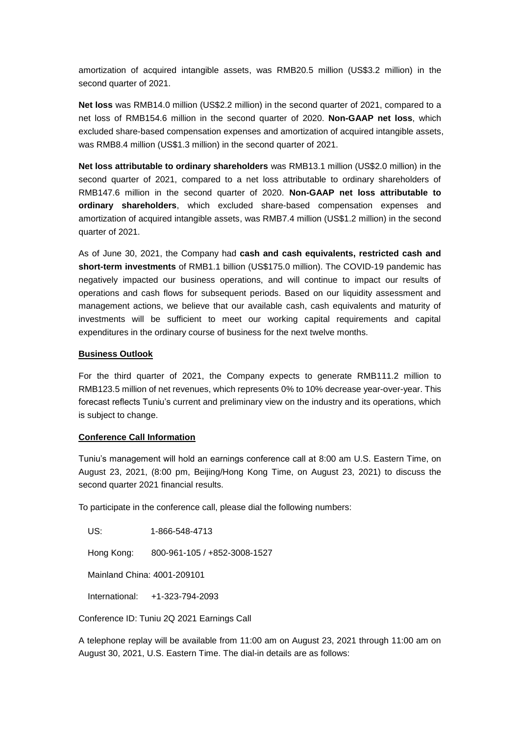amortization of acquired intangible assets, was RMB20.5 million (US$3.2 million) in the second quarter of 2021.

**Net loss** was RMB14.0 million (US$2.2 million) in the second quarter of 2021, compared to a net loss of RMB154.6 million in the second quarter of 2020. **Non-GAAP net loss**, which excluded share-based compensation expenses and amortization of acquired intangible assets, was RMB8.4 million (US$1.3 million) in the second quarter of 2021.

**Net loss attributable to ordinary shareholders** was RMB13.1 million (US$2.0 million) in the second quarter of 2021, compared to a net loss attributable to ordinary shareholders of RMB147.6 million in the second quarter of 2020. **Non-GAAP net loss attributable to ordinary shareholders**, which excluded share-based compensation expenses and amortization of acquired intangible assets, was RMB7.4 million (US$1.2 million) in the second quarter of 2021.

As of June 30, 2021, the Company had **cash and cash equivalents, restricted cash and short-term investments** of RMB1.1 billion (US$175.0 million). The COVID-19 pandemic has negatively impacted our business operations, and will continue to impact our results of operations and cash flows for subsequent periods. Based on our liquidity assessment and management actions, we believe that our available cash, cash equivalents and maturity of investments will be sufficient to meet our working capital requirements and capital expenditures in the ordinary course of business for the next twelve months.

**Business Outlook**

For the third quarter of 2021, the Company expects to generate RMB111.2 million to RMB123.5 million of net revenues, which represents 0% to 10% decrease year-over-year. This forecast reflects Tuniu's current and preliminary view on the industry and its operations, which is subject to change.

**Conference Call Information**

Tuniu's management will hold an earnings conference call at 8:00 am U.S. Eastern Time, on August 23, 2021, (8:00 pm, Beijing/Hong Kong Time, on August 23, 2021) to discuss the second quarter 2021 financial results.

To participate in the conference call, please dial the following numbers:

US: 1-866-548-4713

Hong Kong: 800-961-105 / +852-3008-1527

Mainland China: 4001-209101

International: +1-323-794-2093

Conference ID: Tuniu 2Q 2021 Earnings Call

A telephone replay will be available from 11:00 am on August 23, 2021 through 11:00 am on August 30, 2021, U.S. Eastern Time. The dial-in details are as follows: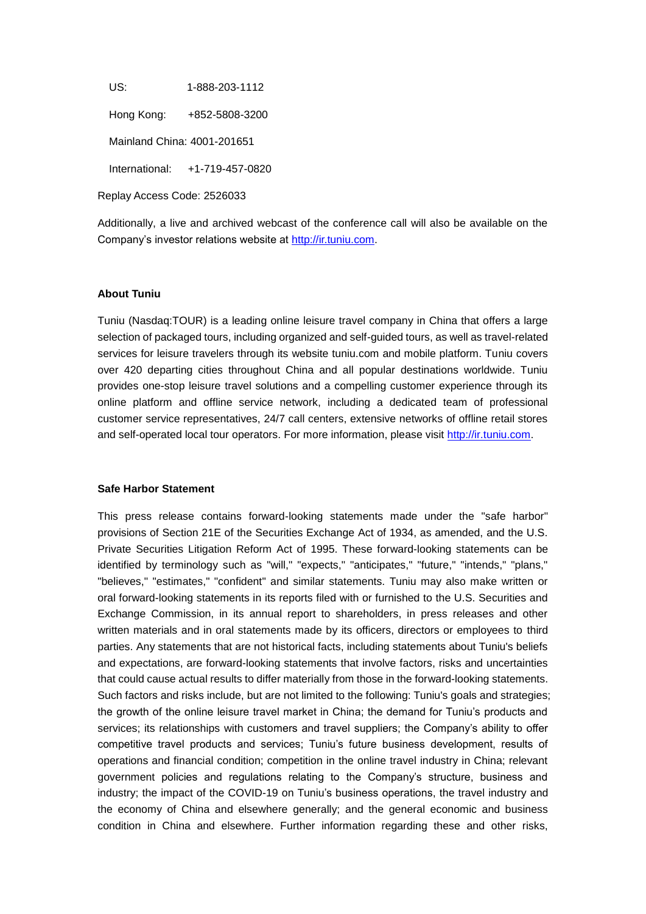US: 1-888-203-1112

Hong Kong: +852-5808-3200

Mainland China: 4001-201651

International: +1-719-457-0820

Replay Access Code: 2526033

Additionally, a live and archived webcast of the conference call will also be available on the Company's investor relations website at http://ir.tuniu.com.

**About Tuniu**

Tuniu (Nasdaq:TOUR) is a leading online leisure travel company in China that offers a large selection of packaged tours, including organized and self-guided tours, as well as travel-related services for leisure travelers through its website tuniu.com and mobile platform. Tuniu covers over 420 departing cities throughout China and all popular destinations worldwide. Tuniu provides one-stop leisure travel solutions and a compelling customer experience through its online platform and offline service network, including a dedicated team of professional customer service representatives, 24/7 call centers, extensive networks of offline retail stores and self-operated local tour operators. For more information, please visit http://ir.tuniu.com.

**Safe Harbor Statement**

This press release contains forward-looking statements made under the "safe harbor" provisions of Section 21E of the Securities Exchange Act of 1934, as amended, and the U.S. Private Securities Litigation Reform Act of 1995. These forward-looking statements can be identified by terminology such as "will," "expects," "anticipates," "future," "intends," "plans," "believes," "estimates," "confident" and similar statements. Tuniu may also make written or oral forward-looking statements in its reports filed with or furnished to the U.S. Securities and Exchange Commission, in its annual report to shareholders, in press releases and other written materials and in oral statements made by its officers, directors or employees to third parties. Any statements that are not historical facts, including statements about Tuniu's beliefs and expectations, are forward-looking statements that involve factors, risks and uncertainties that could cause actual results to differ materially from those in the forward-looking statements. Such factors and risks include, but are not limited to the following: Tuniu's goals and strategies; the growth of the online leisure travel market in China; the demand for Tuniu's products and services; its relationships with customers and travel suppliers; the Company's ability to offer competitive travel products and services; Tuniu's future business development, results of operations and financial condition; competition in the online travel industry in China; relevant government policies and regulations relating to the Company's structure, business and industry; the impact of the COVID-19 on Tuniu's business operations, the travel industry and the economy of China and elsewhere generally; and the general economic and business condition in China and elsewhere. Further information regarding these and other risks,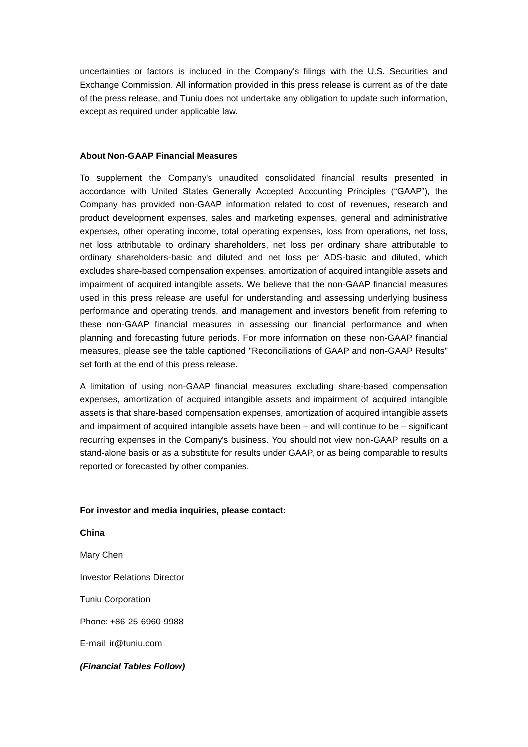uncertainties or factors is included in the Company's filings with the U.S. Securities and Exchange Commission. All information provided in this press release is current as of the date of the press release, and Tuniu does not undertake any obligation to update such information, except as required under applicable law.

**About Non-GAAP Financial Measures**

To supplement the Company's unaudited consolidated financial results presented in accordance with United States Generally Accepted Accounting Principles ("GAAP"), the Company has provided non-GAAP information related to cost of revenues, research and product development expenses, sales and marketing expenses, general and administrative expenses, other operating income, total operating expenses, loss from operations, net loss, net loss attributable to ordinary shareholders, net loss per ordinary share attributable to ordinary shareholders-basic and diluted and net loss per ADS-basic and diluted, which excludes share-based compensation expenses, amortization of acquired intangible assets and impairment of acquired intangible assets. We believe that the non-GAAP financial measures used in this press release are useful for understanding and assessing underlying business performance and operating trends, and management and investors benefit from referring to these non-GAAP financial measures in assessing our financial performance and when planning and forecasting future periods. For more information on these non-GAAP financial measures, please see the table captioned "Reconciliations of GAAP and non-GAAP Results" set forth at the end of this press release.

A limitation of using non-GAAP financial measures excluding share-based compensation expenses, amortization of acquired intangible assets and impairment of acquired intangible assets is that share-based compensation expenses, amortization of acquired intangible assets and impairment of acquired intangible assets have been – and will continue to be – significant recurring expenses in the Company's business. You should not view non-GAAP results on a stand-alone basis or as a substitute for results under GAAP, or as being comparable to results reported or forecasted by other companies.

**For investor and media inquiries, please contact:**

**China**

Mary Chen

Investor Relations Director

Tuniu Corporation

Phone: +86-25-6960-9988

E-mail: ir@tuniu.com

***(Financial Tables Follow)***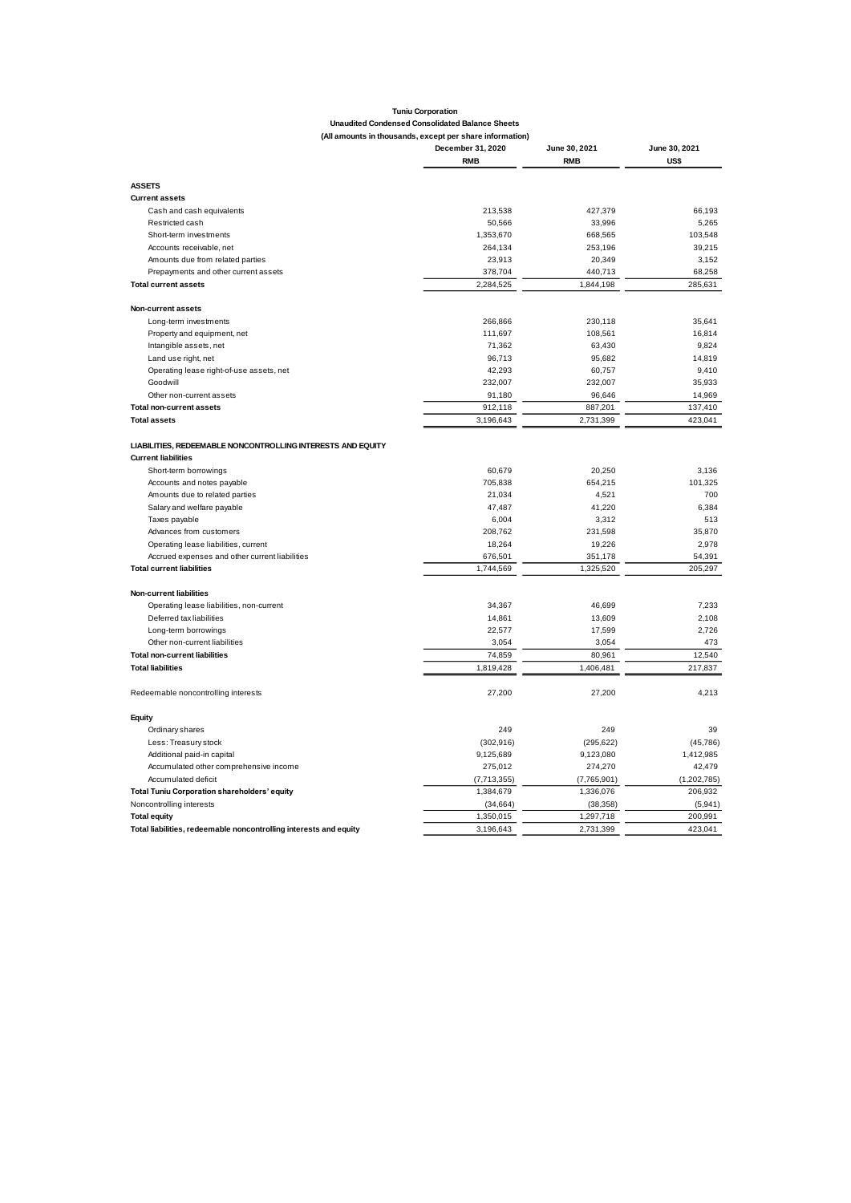**Tuniu Corporation**

**Unaudited Condensed Consolidated Balance Sheets**

**(All amounts in thousands, except per share information)**

| | December 31, 2020 | June 30, 2021 | June 30, 2021 |
|---|---|---|---|
| | RMB | RMB | US$ |
| **ASSETS** | | | |
| **Current assets** | | | |
| Cash and cash equivalents | 213,538 | 427,379 | 66,193 |
| Restricted cash | 50,566 | 33,996 | 5,265 |
| Short-term investments | 1,353,670 | 668,565 | 103,548 |
| Accounts receivable, net | 264,134 | 253,196 | 39,215 |
| Amounts due from related parties | 23,913 | 20,349 | 3,152 |
| Prepayments and other current assets | 378,704 | 440,713 | 68,258 |
| **Total current assets** | 2,284,525 | 1,844,198 | 285,631 |
| **Non-current assets** | | | |
| Long-term investments | 266,866 | 230,118 | 35,641 |
| Property and equipment, net | 111,697 | 108,561 | 16,814 |
| Intangible assets, net | 71,362 | 63,430 | 9,824 |
| Land use right, net | 96,713 | 95,682 | 14,819 |
| Operating lease right-of-use assets, net | 42,293 | 60,757 | 9,410 |
| Goodwill | 232,007 | 232,007 | 35,933 |
| Other non-current assets | 91,180 | 96,646 | 14,969 |
| **Total non-current assets** | 912,118 | 887,201 | 137,410 |
| **Total assets** | 3,196,643 | 2,731,399 | 423,041 |
| **LIABILITIES, REDEEMABLE NONCONTROLLING INTERESTS AND EQUITY** | | | |
| **Current liabilities** | | | |
| Short-term borrowings | 60,679 | 20,250 | 3,136 |
| Accounts and notes payable | 705,838 | 654,215 | 101,325 |
| Amounts due to related parties | 21,034 | 4,521 | 700 |
| Salary and welfare payable | 47,487 | 41,220 | 6,384 |
| Taxes payable | 6,004 | 3,312 | 513 |
| Advances from customers | 208,762 | 231,598 | 35,870 |
| Operating lease liabilities, current | 18,264 | 19,226 | 2,978 |
| Accrued expenses and other current liabilities | 676,501 | 351,178 | 54,391 |
| **Total current liabilities** | 1,744,569 | 1,325,520 | 205,297 |
| **Non-current liabilities** | | | |
| Operating lease liabilities, non-current | 34,367 | 46,699 | 7,233 |
| Deferred tax liabilities | 14,861 | 13,609 | 2,108 |
| Long-term borrowings | 22,577 | 17,599 | 2,726 |
| Other non-current liabilities | 3,054 | 3,054 | 473 |
| **Total non-current liabilities** | 74,859 | 80,961 | 12,540 |
| **Total liabilities** | 1,819,428 | 1,406,481 | 217,837 |
| Redeemable noncontrolling interests | 27,200 | 27,200 | 4,213 |
| **Equity** | | | |
| Ordinary shares | 249 | 249 | 39 |
| Less: Treasury stock | (302,916) | (295,622) | (45,786) |
| Additional paid-in capital | 9,125,689 | 9,123,080 | 1,412,985 |
| Accumulated other comprehensive income | 275,012 | 274,270 | 42,479 |
| Accumulated deficit | (7,713,355) | (7,765,901) | (1,202,785) |
| **Total Tuniu Corporation shareholders' equity** | 1,384,679 | 1,336,076 | 206,932 |
| Noncontrolling interests | (34,664) | (38,358) | (5,941) |
| **Total equity** | 1,350,015 | 1,297,718 | 200,991 |
| **Total liabilities, redeemable noncontrolling interests and equity** | 3,196,643 | 2,731,399 | 423,041 |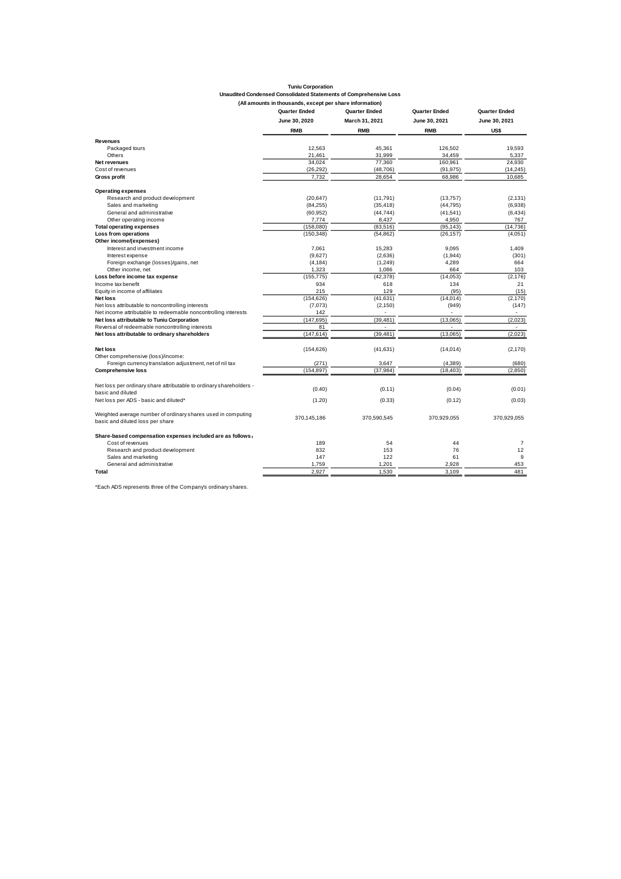**Tuniu Corporation**

**Unaudited Condensed Consolidated Statements of Comprehensive Loss**

**(All amounts in thousands, except per share information)**

| | Quarter Ended June 30, 2020 | Quarter Ended March 31, 2021 | Quarter Ended June 30, 2021 | Quarter Ended June 30, 2021 |
|---|---|---|---|---|
| | RMB | RMB | RMB | US$ |
| **Revenues** | | | | |
| Packaged tours | 12,563 | 45,361 | 126,502 | 19,593 |
| Others | 21,461 | 31,999 | 34,459 | 5,337 |
| **Net revenues** | 34,024 | 77,360 | 160,961 | 24,930 |
| Cost of revenues | (26,292) | (48,706) | (91,975) | (14,245) |
| **Gross profit** | 7,732 | 28,654 | 68,986 | 10,685 |
| **Operating expenses** | | | | |
| Research and product development | (20,647) | (11,791) | (13,757) | (2,131) |
| Sales and marketing | (84,255) | (35,418) | (44,795) | (6,938) |
| General and administrative | (60,952) | (44,744) | (41,541) | (6,434) |
| Other operating income | 7,774 | 8,437 | 4,950 | 767 |
| **Total operating expenses** | (158,080) | (83,516) | (95,143) | (14,736) |
| **Loss from operations** | (150,348) | (54,862) | (26,157) | (4,051) |
| **Other income/(expenses)** | | | | |
| Interest and investment income | 7,061 | 15,283 | 9,095 | 1,409 |
| Interest expense | (9,627) | (2,636) | (1,944) | (301) |
| Foreign exchange (losses)/gains, net | (4,184) | (1,249) | 4,289 | 664 |
| Other income, net | 1,323 | 1,086 | 664 | 103 |
| **Loss before income tax expense** | (155,775) | (42,378) | (14,053) | (2,176) |
| Income tax benefit | 934 | 618 | 134 | 21 |
| Equity in income of affiliates | 215 | 129 | (95) | (15) |
| **Net loss** | (154,626) | (41,631) | (14,014) | (2,170) |
| Net loss attributable to noncontrolling interests | (7,073) | (2,150) | (949) | (147) |
| Net income attributable to redeemable noncontrolling interests | 142 | - | - | - |
| **Net loss attributable to Tuniu Corporation** | (147,695) | (39,481) | (13,065) | (2,023) |
| Reversal of redeemable noncontrolling interests | 81 | - | - | - |
| **Net loss attributable to ordinary shareholders** | (147,614) | (39,481) | (13,065) | (2,023) |
| | | | | |
| **Net loss** | (154,626) | (41,631) | (14,014) | (2,170) |
| Other comprehensive (loss)/income: | | | | |
| Foreign currency translation adjustment, net of nil tax | (271) | 3,647 | (4,389) | (680) |
| **Comprehensive loss** | (154,897) | (37,984) | (18,403) | (2,850) |
| | | | | |
| Net loss per ordinary share attributable to ordinary shareholders - basic and diluted | (0.40) | (0.11) | (0.04) | (0.01) |
| Net loss per ADS - basic and diluted* | (1.20) | (0.33) | (0.12) | (0.03) |
| | | | | |
| Weighted average number of ordinary shares used in computing basic and diluted loss per share | 370,145,186 | 370,590,545 | 370,929,055 | 370,929,055 |
| | | | | |
| **Share-based compensation expenses included are as follows:** | | | | |
| Cost of revenues | 189 | 54 | 44 | 7 |
| Research and product development | 832 | 153 | 76 | 12 |
| Sales and marketing | 147 | 122 | 61 | 9 |
| General and administrative | 1,759 | 1,201 | 2,928 | 453 |
| **Total** | 2,927 | 1,530 | 3,109 | 481 |

*Each ADS represents three of the Company's ordinary shares.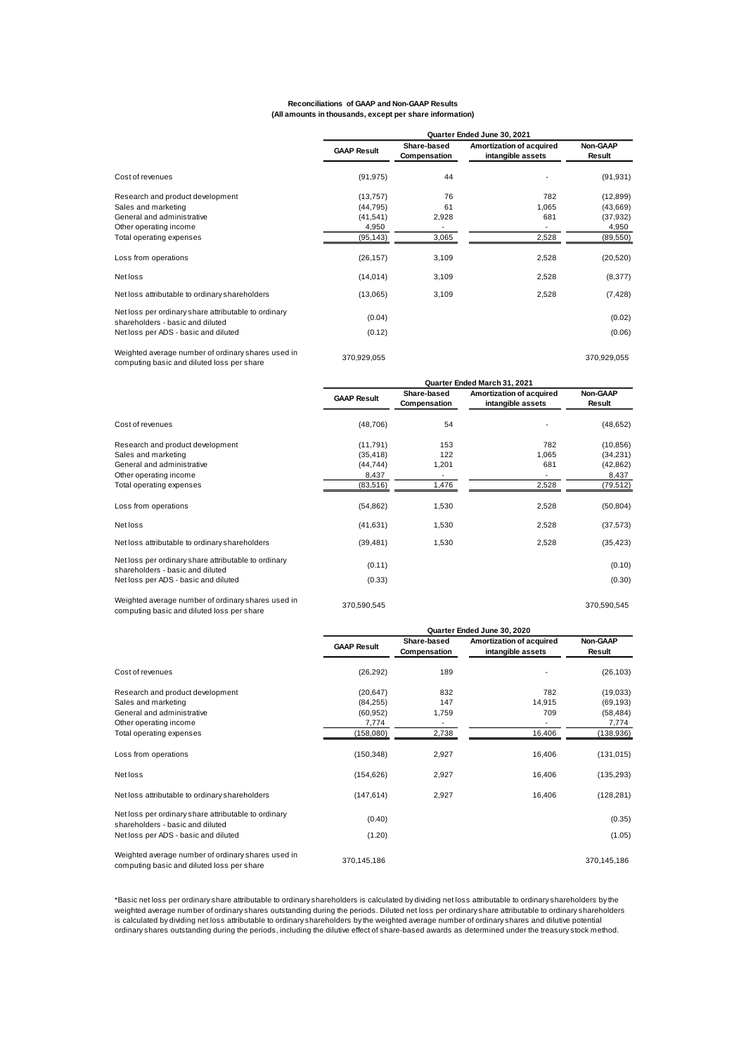**Reconciliations of GAAP and Non-GAAP Results**
**(All amounts in thousands, except per share information)**

| | Quarter Ended June 30, 2021 | | | |
|---|---|---|---|---|
| | GAAP Result | Share-based Compensation | Amortization of acquired intangible assets | Non-GAAP Result |
| Cost of revenues | (91,975) | 44 | - | (91,931) |
| Research and product development | (13,757) | 76 | 782 | (12,899) |
| Sales and marketing | (44,795) | 61 | 1,065 | (43,669) |
| General and administrative | (41,541) | 2,928 | 681 | (37,932) |
| Other operating income | 4,950 | - | - | 4,950 |
| Total operating expenses | (95,143) | 3,065 | 2,528 | (89,550) |
| Loss from operations | (26,157) | 3,109 | 2,528 | (20,520) |
| Net loss | (14,014) | 3,109 | 2,528 | (8,377) |
| Net loss attributable to ordinary shareholders | (13,065) | 3,109 | 2,528 | (7,428) |
| Net loss per ordinary share attributable to ordinary shareholders - basic and diluted | (0.04) | | | (0.02) |
| Net loss per ADS - basic and diluted | (0.12) | | | (0.06) |
| Weighted average number of ordinary shares used in computing basic and diluted loss per share | 370,929,055 | | | 370,929,055 |

| | Quarter Ended March 31, 2021 | | | |
|---|---|---|---|---|
| | GAAP Result | Share-based Compensation | Amortization of acquired intangible assets | Non-GAAP Result |
| Cost of revenues | (48,706) | 54 | - | (48,652) |
| Research and product development | (11,791) | 153 | 782 | (10,856) |
| Sales and marketing | (35,418) | 122 | 1,065 | (34,231) |
| General and administrative | (44,744) | 1,201 | 681 | (42,862) |
| Other operating income | 8,437 | - | - | 8,437 |
| Total operating expenses | (83,516) | 1,476 | 2,528 | (79,512) |
| Loss from operations | (54,862) | 1,530 | 2,528 | (50,804) |
| Net loss | (41,631) | 1,530 | 2,528 | (37,573) |
| Net loss attributable to ordinary shareholders | (39,481) | 1,530 | 2,528 | (35,423) |
| Net loss per ordinary share attributable to ordinary shareholders - basic and diluted | (0.11) | | | (0.10) |
| Net loss per ADS - basic and diluted | (0.33) | | | (0.30) |
| Weighted average number of ordinary shares used in computing basic and diluted loss per share | 370,590,545 | | | 370,590,545 |

| | Quarter Ended June 30, 2020 | | | |
|---|---|---|---|---|
| | GAAP Result | Share-based Compensation | Amortization of acquired intangible assets | Non-GAAP Result |
| Cost of revenues | (26,292) | 189 | - | (26,103) |
| Research and product development | (20,647) | 832 | 782 | (19,033) |
| Sales and marketing | (84,255) | 147 | 14,915 | (69,193) |
| General and administrative | (60,952) | 1,759 | 709 | (58,484) |
| Other operating income | 7,774 | - | - | 7,774 |
| Total operating expenses | (158,080) | 2,738 | 16,406 | (138,936) |
| Loss from operations | (150,348) | 2,927 | 16,406 | (131,015) |
| Net loss | (154,626) | 2,927 | 16,406 | (135,293) |
| Net loss attributable to ordinary shareholders | (147,614) | 2,927 | 16,406 | (128,281) |
| Net loss per ordinary share attributable to ordinary shareholders - basic and diluted | (0.40) | | | (0.35) |
| Net loss per ADS - basic and diluted | (1.20) | | | (1.05) |
| Weighted average number of ordinary shares used in computing basic and diluted loss per share | 370,145,186 | | | 370,145,186 |

*Basic net loss per ordinary share attributable to ordinary shareholders is calculated by dividing net loss attributable to ordinary shareholders by the weighted average number of ordinary shares outstanding during the periods. Diluted net loss per ordinary share attributable to ordinary shareholders is calculated by dividing net loss attributable to ordinary shareholders by the weighted average number of ordinary shares and dilutive potential ordinary shares outstanding during the periods, including the dilutive effect of share-based awards as determined under the treasury stock method.